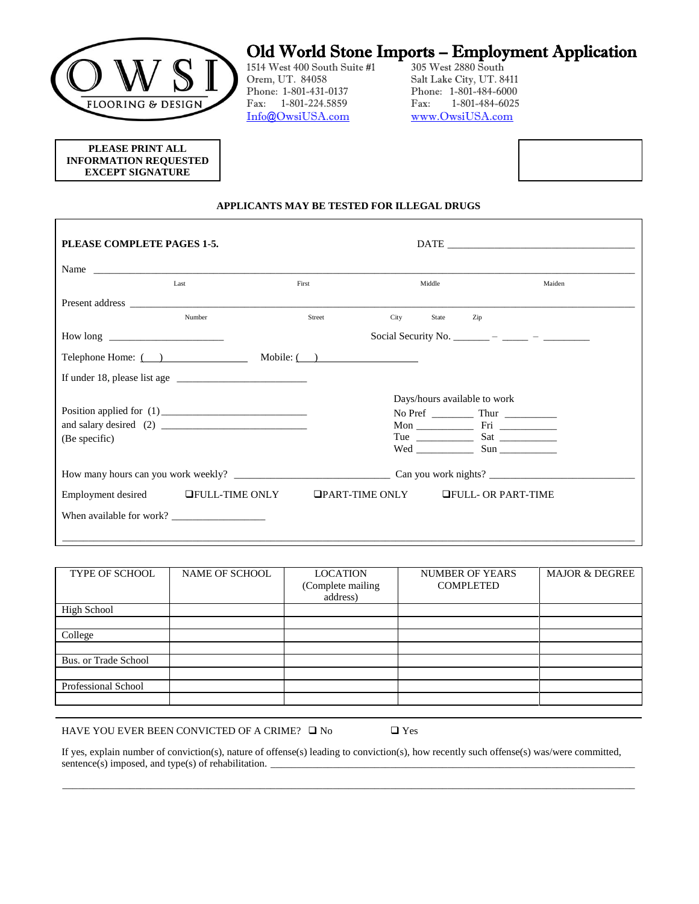OWSI FLOORING & DESIGN

# Old World Stone Imports – Employment Application

1514 West 400 South Suite #1
Orem, UT. 84058
Phone: 1-801-431-0137
Fax: 1-801-224.5859
Info@OwsiUSA.com

305 West 2880 South
Salt Lake City, UT. 8411
Phone: 1-801-484-6000
Fax: 1-801-484-6025
www.OwsiUSA.com

**PLEASE PRINT ALL INFORMATION REQUESTED EXCEPT SIGNATURE**

**APPLICANTS MAY BE TESTED FOR ILLEGAL DRUGS**

**PLEASE COMPLETE PAGES 1-5.** DATE ____________________________________

Name ______________________________________________________________________________
Last First Middle Maiden

Present address ______________________________________________________________________
Number Street City State Zip

How long ______________________ Social Security No. _______ – _____ – _________

Telephone Home: ( ) ________________ Mobile: ( ) ____________________

If under 18, please list age ________________________

Position applied for (1)____________________________
and salary desired (2) ____________________________
(Be specific)

Days/hours available to work
No Pref ________ Thur __________
Mon ___________ Fri ___________
Tue ___________ Sat ___________
Wed ___________ Sun ___________

How many hours can you work weekly? ____________________________ Can you work nights? ____________________________

Employment desired ❑FULL-TIME ONLY ❑PART-TIME ONLY ❑FULL- OR PART-TIME

When available for work? __________________

| TYPE OF SCHOOL | NAME OF SCHOOL | LOCATION (Complete mailing address) | NUMBER OF YEARS COMPLETED | MAJOR & DEGREE |
|---|---|---|---|---|
| High School | | | | |
| | | | | |
| College | | | | |
| | | | | |
| Bus. or Trade School | | | | |
| | | | | |
| Professional School | | | | |
| | | | | |

HAVE YOU EVER BEEN CONVICTED OF A CRIME? ❑ No ❑ Yes

If yes, explain number of conviction(s), nature of offense(s) leading to conviction(s), how recently such offense(s) was/were committed, sentence(s) imposed, and type(s) of rehabilitation. ______________________________________________________________________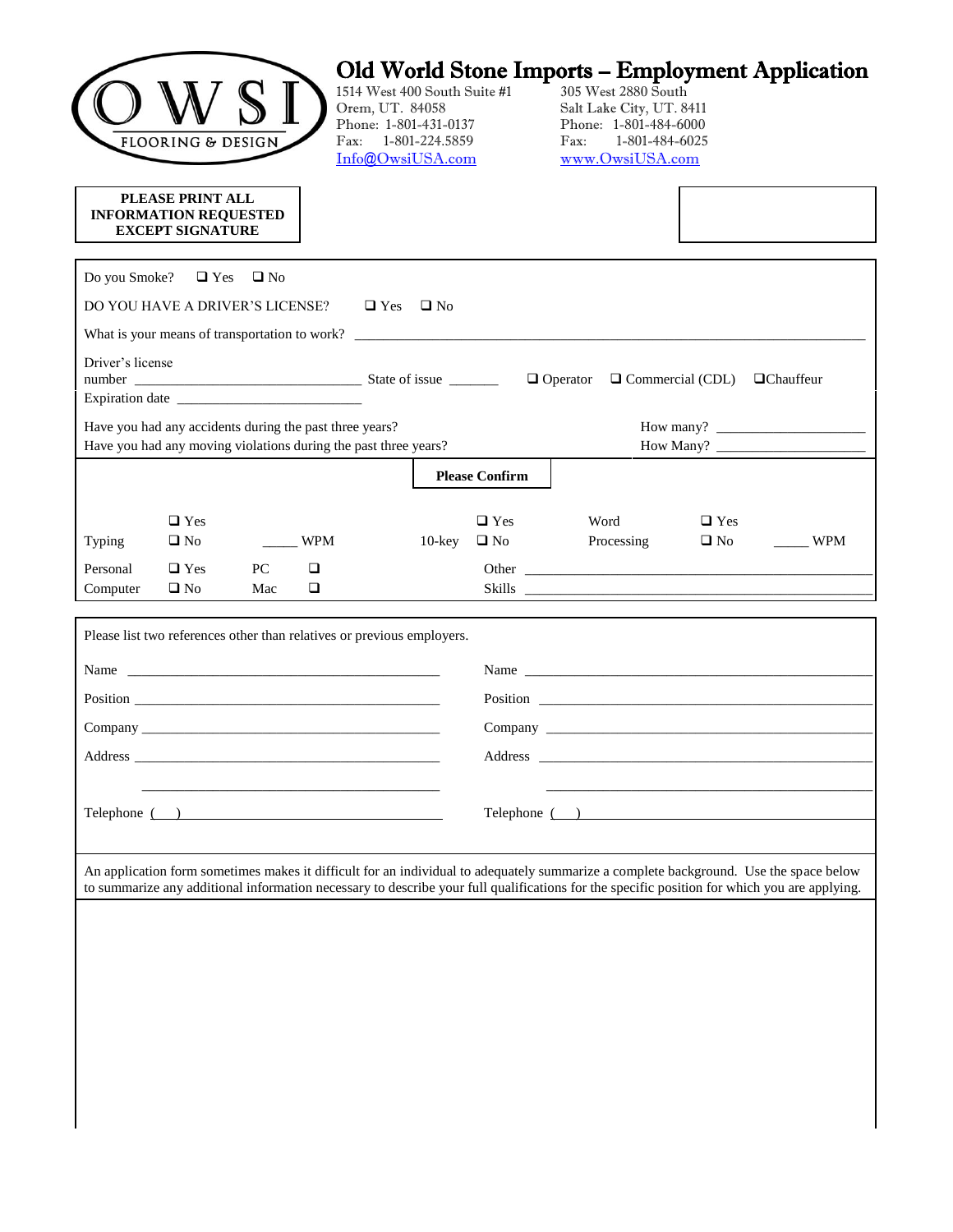# Old World Stone Imports – Employment Application

OWSI FLOORING & DESIGN

1514 West 400 South Suite #1
Orem, UT. 84058
Phone: 1-801-431-0137
Fax: 1-801-224.5859
Info@OwsiUSA.com

305 West 2880 South
Salt Lake City, UT. 8411
Phone: 1-801-484-6000
Fax: 1-801-484-6025
www.OwsiUSA.com

**PLEASE PRINT ALL INFORMATION REQUESTED EXCEPT SIGNATURE**

Do you Smoke? ❑ Yes ❑ No

DO YOU HAVE A DRIVER'S LICENSE? ❑ Yes ❑ No

What is your means of transportation to work? ______________________________

Driver's license number ______________________________ State of issue _______ ❑ Operator ❑ Commercial (CDL) ❑Chauffeur

Expiration date __________________________

Have you had any accidents during the past three years? How many? ____________________

Have you had any moving violations during the past three years? How Many? ____________________

**Please Confirm**

Typing ❑ Yes ❑ No _____ WPM

10-key ❑ Yes ❑ No

Word Processing ❑ Yes ❑ No _____ WPM

Personal Computer ❑ Yes ❑ No PC ❑ Mac ❑

Other Skills ______________________________

Please list two references other than relatives or previous employers.

| | |
|---|---|
| Name ______________________ | Name ______________________ |
| Position ______________________ | Position ______________________ |
| Company ______________________ | Company ______________________ |
| Address ______________________ | Address ______________________ |
| ______________________ | ______________________ |
| Telephone ( ) ______________________ | Telephone ( ) ______________________ |

An application form sometimes makes it difficult for an individual to adequately summarize a complete background. Use the space below to summarize any additional information necessary to describe your full qualifications for the specific position for which you are applying.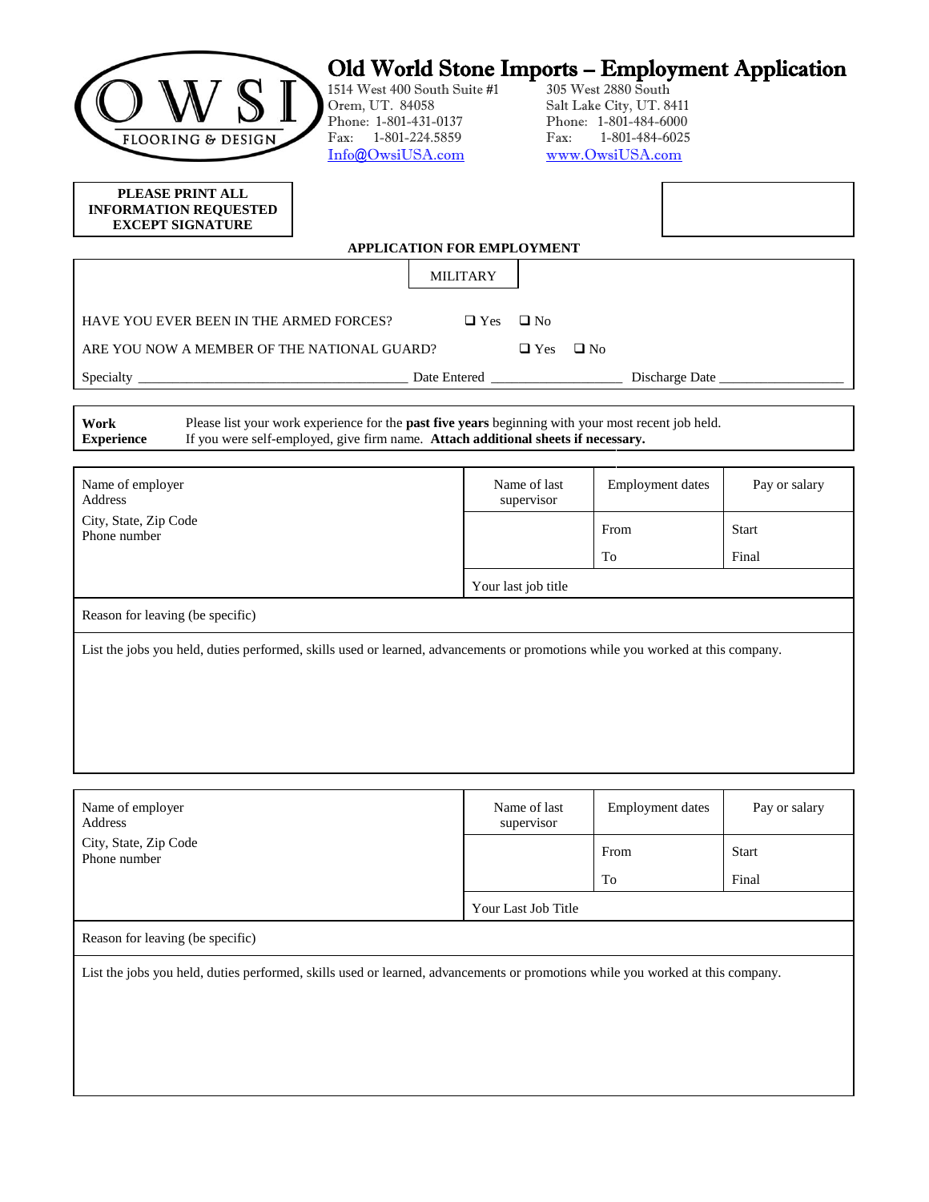# Old World Stone Imports – Employment Application

OWSI FLOORING & DESIGN

1514 West 400 South Suite #1
Orem, UT. 84058
Phone: 1-801-431-0137
Fax: 1-801-224.5859
Info@OwsiUSA.com

305 West 2880 South
Salt Lake City, UT. 8411
Phone: 1-801-484-6000
Fax: 1-801-484-6025
www.OwsiUSA.com

**PLEASE PRINT ALL INFORMATION REQUESTED EXCEPT SIGNATURE**

**APPLICATION FOR EMPLOYMENT**

MILITARY

HAVE YOU EVER BEEN IN THE ARMED FORCES? ❑ Yes ❑ No

ARE YOU NOW A MEMBER OF THE NATIONAL GUARD? ❑ Yes ❑ No

Specialty ______________________ Date Entered ______________ Discharge Date ______________

**Work Experience** Please list your work experience for the **past five years** beginning with your most recent job held. If you were self-employed, give firm name. **Attach additional sheets if necessary.**

| | | | |
|---|---|---|---|
| Name of employer<br>Address | Name of last supervisor | Employment dates | Pay or salary |
| City, State, Zip Code<br>Phone number | | From | Start |
| | | To | Final |
| | Your last job title | | |
| Reason for leaving (be specific) | | | |
| List the jobs you held, duties performed, skills used or learned, advancements or promotions while you worked at this company. | | | |

| | | | |
|---|---|---|---|
| Name of employer<br>Address | Name of last supervisor | Employment dates | Pay or salary |
| City, State, Zip Code<br>Phone number | | From | Start |
| | | To | Final |
| | Your Last Job Title | | |
| Reason for leaving (be specific) | | | |
| List the jobs you held, duties performed, skills used or learned, advancements or promotions while you worked at this company. | | | |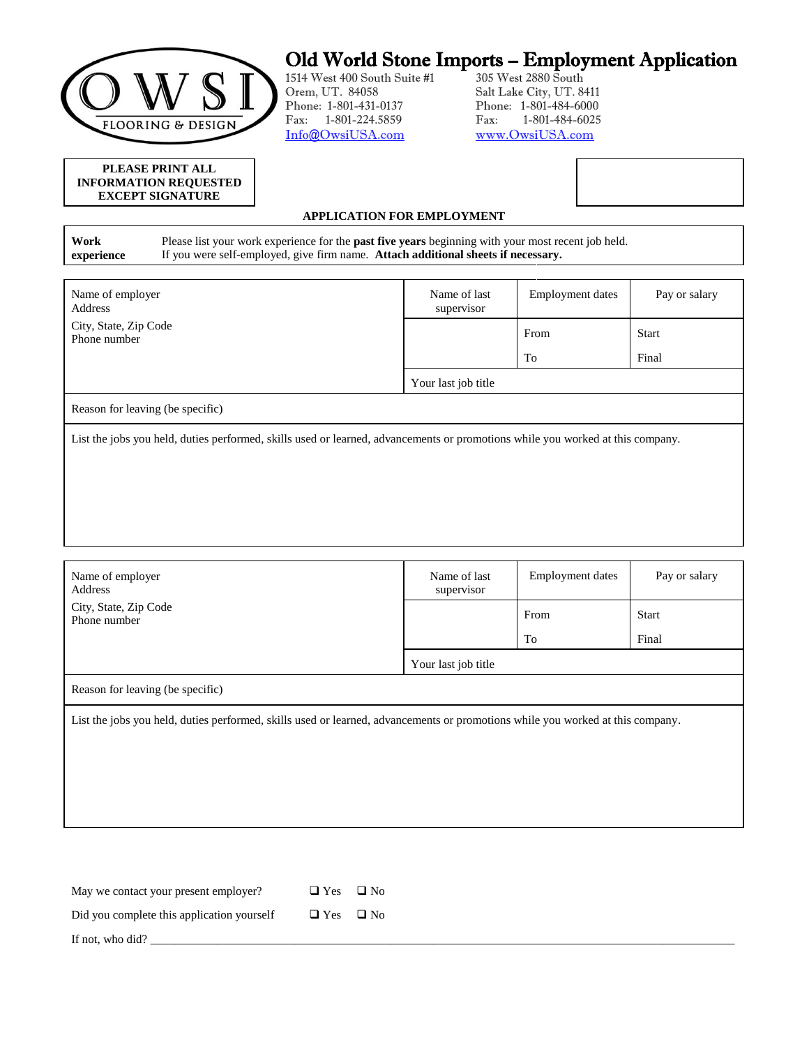# Old World Stone Imports – Employment Application

OWSI FLOORING & DESIGN

1514 West 400 South Suite #1
Orem, UT. 84058
Phone: 1-801-431-0137
Fax: 1-801-224.5859
Info@OwsiUSA.com

305 West 2880 South
Salt Lake City, UT. 8411
Phone: 1-801-484-6000
Fax: 1-801-484-6025
www.OwsiUSA.com

**PLEASE PRINT ALL INFORMATION REQUESTED EXCEPT SIGNATURE**

**APPLICATION FOR EMPLOYMENT**

| | |
|---|---|
| **Work experience** | Please list your work experience for the **past five years** beginning with your most recent job held. If you were self-employed, give firm name. **Attach additional sheets if necessary.** |

| | | | |
|---|---|---|---|
| Name of employer<br>Address<br>City, State, Zip Code<br>Phone number | Name of last supervisor | Employment dates | Pay or salary |
| | | From | Start |
| | | To | Final |
| | Your last job title | | |
| Reason for leaving (be specific) | | | |
| List the jobs you held, duties performed, skills used or learned, advancements or promotions while you worked at this company. | | | |

| | | | |
|---|---|---|---|
| Name of employer<br>Address<br>City, State, Zip Code<br>Phone number | Name of last supervisor | Employment dates | Pay or salary |
| | | From | Start |
| | | To | Final |
| | Your last job title | | |
| Reason for leaving (be specific) | | | |
| List the jobs you held, duties performed, skills used or learned, advancements or promotions while you worked at this company. | | | |

May we contact your present employer? ❑ Yes ❑ No

Did you complete this application yourself ❑ Yes ❑ No

If not, who did? ___________________________________________________________________________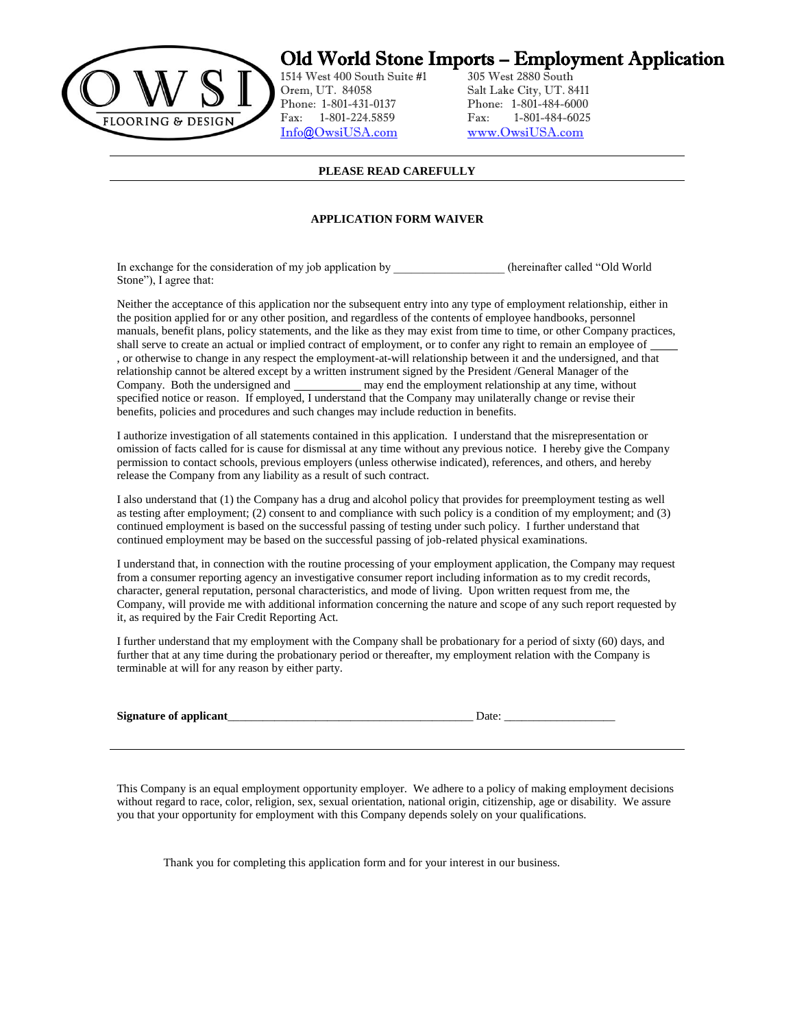# Old World Stone Imports – Employment Application

1514 West 400 South Suite #1
Orem, UT. 84058
Phone: 1-801-431-0137
Fax: 1-801-224.5859
Info@OwsiUSA.com

305 West 2880 South
Salt Lake City, UT. 8411
Phone: 1-801-484-6000
Fax: 1-801-484-6025
www.OwsiUSA.com

**PLEASE READ CAREFULLY**

**APPLICATION FORM WAIVER**

In exchange for the consideration of my job application by __________________ (hereinafter called "Old World Stone"), I agree that:

Neither the acceptance of this application nor the subsequent entry into any type of employment relationship, either in the position applied for or any other position, and regardless of the contents of employee handbooks, personnel manuals, benefit plans, policy statements, and the like as they may exist from time to time, or other Company practices, shall serve to create an actual or implied contract of employment, or to confer any right to remain an employee of _____, or otherwise to change in any respect the employment-at-will relationship between it and the undersigned, and that relationship cannot be altered except by a written instrument signed by the President /General Manager of the Company. Both the undersigned and ___________ may end the employment relationship at any time, without specified notice or reason. If employed, I understand that the Company may unilaterally change or revise their benefits, policies and procedures and such changes may include reduction in benefits.

I authorize investigation of all statements contained in this application. I understand that the misrepresentation or omission of facts called for is cause for dismissal at any time without any previous notice. I hereby give the Company permission to contact schools, previous employers (unless otherwise indicated), references, and others, and hereby release the Company from any liability as a result of such contract.

I also understand that (1) the Company has a drug and alcohol policy that provides for preemployment testing as well as testing after employment; (2) consent to and compliance with such policy is a condition of my employment; and (3) continued employment is based on the successful passing of testing under such policy. I further understand that continued employment may be based on the successful passing of job-related physical examinations.

I understand that, in connection with the routine processing of your employment application, the Company may request from a consumer reporting agency an investigative consumer report including information as to my credit records, character, general reputation, personal characteristics, and mode of living. Upon written request from me, the Company, will provide me with additional information concerning the nature and scope of any such report requested by it, as required by the Fair Credit Reporting Act.

I further understand that my employment with the Company shall be probationary for a period of sixty (60) days, and further that at any time during the probationary period or thereafter, my employment relation with the Company is terminable at will for any reason by either party.

**Signature of applicant**__________________________________________ Date: __________________

This Company is an equal employment opportunity employer. We adhere to a policy of making employment decisions without regard to race, color, religion, sex, sexual orientation, national origin, citizenship, age or disability. We assure you that your opportunity for employment with this Company depends solely on your qualifications.

Thank you for completing this application form and for your interest in our business.